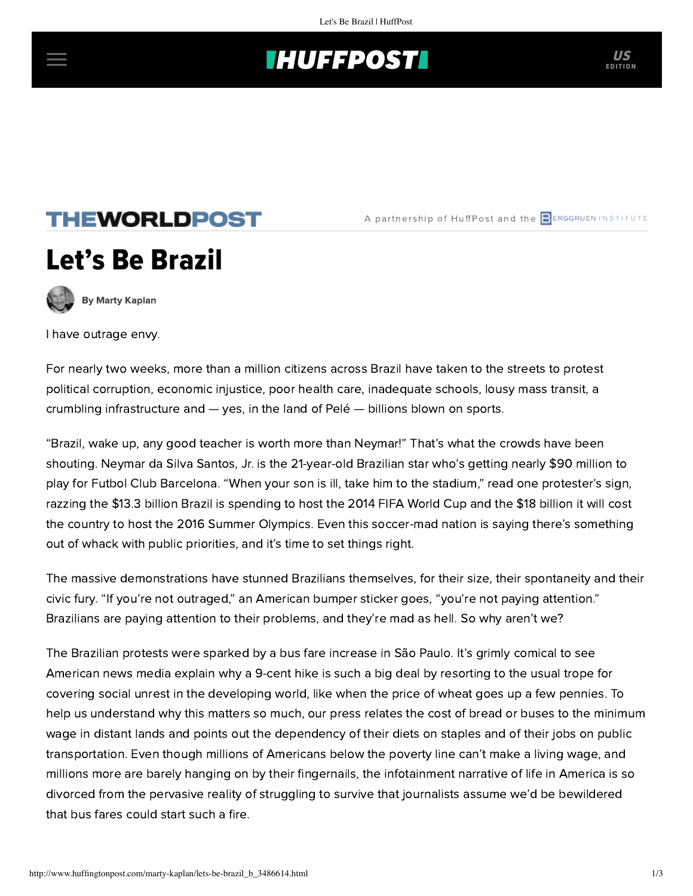# Let's Be Brazil

By Marty Kaplan

I have outrage envy.

For nearly two weeks, more than a million citizens across Brazil have taken to the streets to protest political corruption, economic injustice, poor health care, inadequate schools, lousy mass transit, a crumbling infrastructure and — yes, in the land of Pelé — billions blown on sports.

"Brazil, wake up, any good teacher is worth more than Neymar!" That's what the crowds have been shouting. Neymar da Silva Santos, Jr. is the 21-year-old Brazilian star who's getting nearly $90 million to play for Futbol Club Barcelona. "When your son is ill, take him to the stadium," read one protester's sign, razzing the $13.3 billion Brazil is spending to host the 2014 FIFA World Cup and the $18 billion it will cost the country to host the 2016 Summer Olympics. Even this soccer-mad nation is saying there's something out of whack with public priorities, and it's time to set things right.

The massive demonstrations have stunned Brazilians themselves, for their size, their spontaneity and their civic fury. "If you're not outraged," an American bumper sticker goes, "you're not paying attention." Brazilians are paying attention to their problems, and they're mad as hell. So why aren't we?

The Brazilian protests were sparked by a bus fare increase in São Paulo. It's grimly comical to see American news media explain why a 9-cent hike is such a big deal by resorting to the usual trope for covering social unrest in the developing world, like when the price of wheat goes up a few pennies. To help us understand why this matters so much, our press relates the cost of bread or buses to the minimum wage in distant lands and points out the dependency of their diets on staples and of their jobs on public transportation. Even though millions of Americans below the poverty line can't make a living wage, and millions more are barely hanging on by their fingernails, the infotainment narrative of life in America is so divorced from the pervasive reality of struggling to survive that journalists assume we'd be bewildered that bus fares could start such a fire.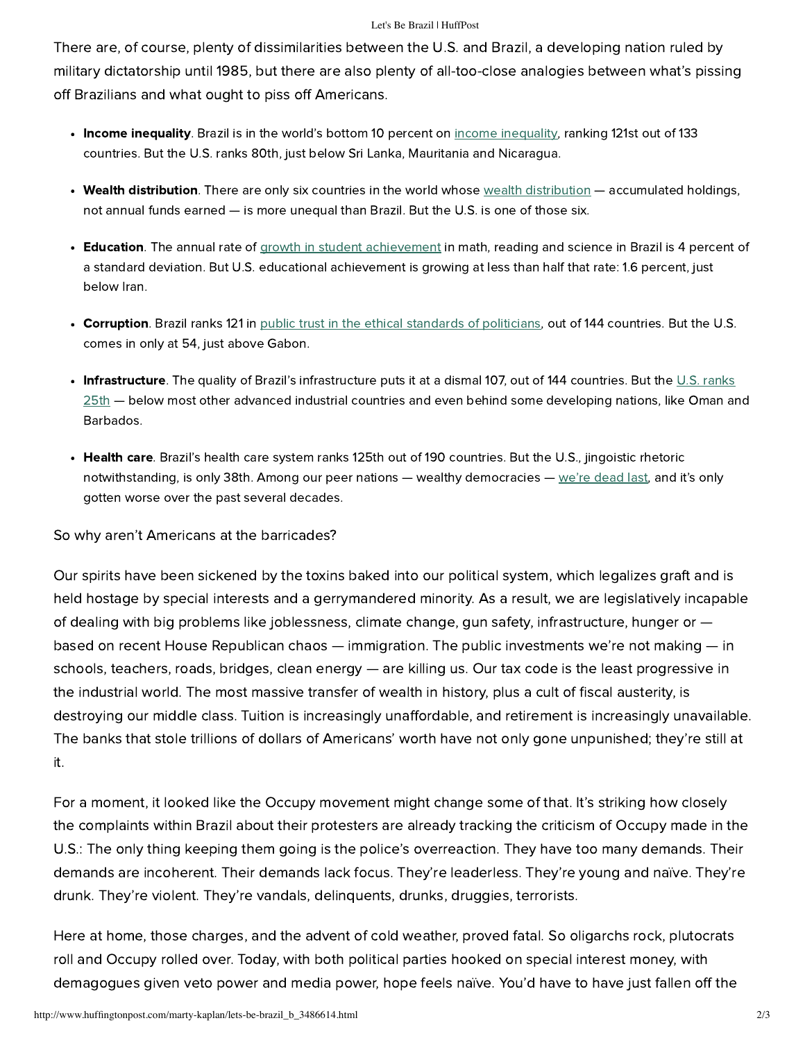There are, of course, plenty of dissimilarities between the U.S. and Brazil, a developing nation ruled by military dictatorship until 1985, but there are also plenty of all-too-close analogies between what's pissing off Brazilians and what ought to piss off Americans.

- **Income inequality**. Brazil is in the world's bottom 10 percent on income inequality, ranking 121st out of 133 countries. But the U.S. ranks 80th, just below Sri Lanka, Mauritania and Nicaragua.
- **Wealth distribution**. There are only six countries in the world whose wealth distribution — accumulated holdings, not annual funds earned — is more unequal than Brazil. But the U.S. is one of those six.
- **Education**. The annual rate of growth in student achievement in math, reading and science in Brazil is 4 percent of a standard deviation. But U.S. educational achievement is growing at less than half that rate: 1.6 percent, just below Iran.
- **Corruption**. Brazil ranks 121 in public trust in the ethical standards of politicians, out of 144 countries. But the U.S. comes in only at 54, just above Gabon.
- **Infrastructure**. The quality of Brazil's infrastructure puts it at a dismal 107, out of 144 countries. But the U.S. ranks 25th — below most other advanced industrial countries and even behind some developing nations, like Oman and Barbados.
- **Health care**. Brazil's health care system ranks 125th out of 190 countries. But the U.S., jingoistic rhetoric notwithstanding, is only 38th. Among our peer nations — wealthy democracies — we're dead last, and it's only gotten worse over the past several decades.

So why aren't Americans at the barricades?

Our spirits have been sickened by the toxins baked into our political system, which legalizes graft and is held hostage by special interests and a gerrymandered minority. As a result, we are legislatively incapable of dealing with big problems like joblessness, climate change, gun safety, infrastructure, hunger or — based on recent House Republican chaos — immigration. The public investments we're not making — in schools, teachers, roads, bridges, clean energy — are killing us. Our tax code is the least progressive in the industrial world. The most massive transfer of wealth in history, plus a cult of fiscal austerity, is destroying our middle class. Tuition is increasingly unaffordable, and retirement is increasingly unavailable. The banks that stole trillions of dollars of Americans' worth have not only gone unpunished; they're still at it.

For a moment, it looked like the Occupy movement might change some of that. It's striking how closely the complaints within Brazil about their protesters are already tracking the criticism of Occupy made in the U.S.: The only thing keeping them going is the police's overreaction. They have too many demands. Their demands are incoherent. Their demands lack focus. They're leaderless. They're young and naïve. They're drunk. They're violent. They're vandals, delinquents, drunks, druggies, terrorists.

Here at home, those charges, and the advent of cold weather, proved fatal. So oligarchs rock, plutocrats roll and Occupy rolled over. Today, with both political parties hooked on special interest money, with demagogues given veto power and media power, hope feels naïve. You'd have to have just fallen off the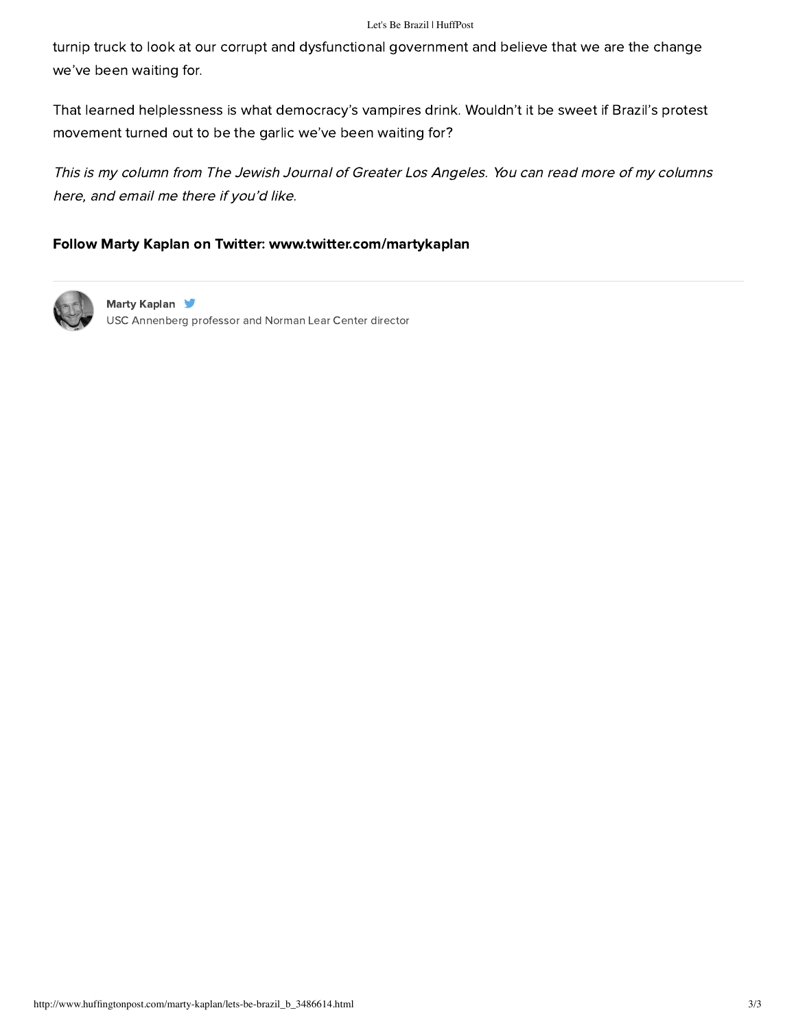turnip truck to look at our corrupt and dysfunctional government and believe that we are the change we've been waiting for.

That learned helplessness is what democracy's vampires drink. Wouldn't it be sweet if Brazil's protest movement turned out to be the garlic we've been waiting for?

*This is my column from The Jewish Journal of Greater Los Angeles. You can read more of my columns here, and email me there if you'd like.*

**Follow Marty Kaplan on Twitter: www.twitter.com/martykaplan**

---

**Marty Kaplan**
USC Annenberg professor and Norman Lear Center director